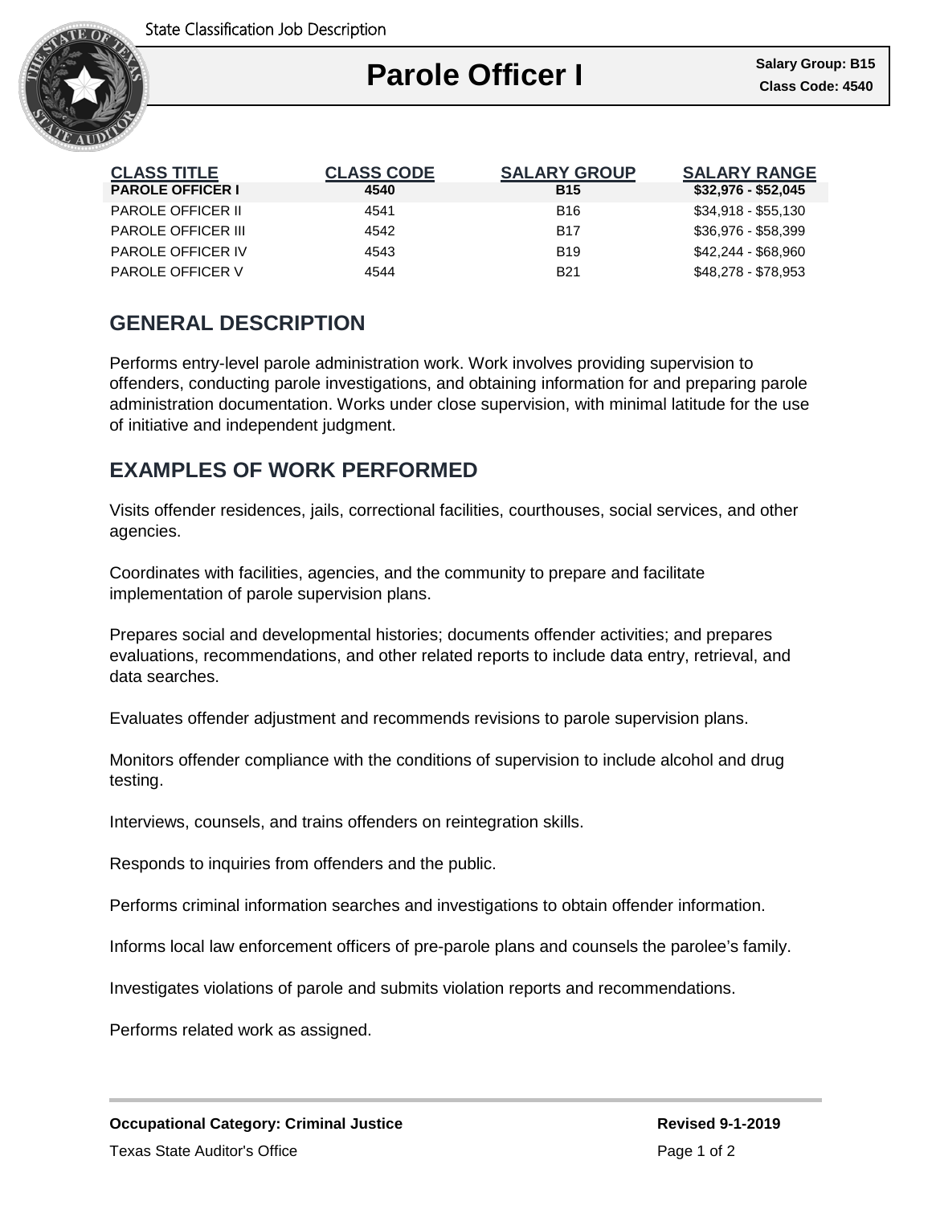# Parole Officer I

**Salary Group: B15**
**Class Code: 4540**

| CLASS TITLE | CLASS CODE | SALARY GROUP | SALARY RANGE |
|---|---|---|---|
| **PAROLE OFFICER I** | **4540** | **B15** | **$32,976 - $52,045** |
| PAROLE OFFICER II | 4541 | B16 | $34,918 - $55,130 |
| PAROLE OFFICER III | 4542 | B17 | $36,976 - $58,399 |
| PAROLE OFFICER IV | 4543 | B19 | $42,244 - $68,960 |
| PAROLE OFFICER V | 4544 | B21 | $48,278 - $78,953 |

## GENERAL DESCRIPTION

Performs entry-level parole administration work. Work involves providing supervision to offenders, conducting parole investigations, and obtaining information for and preparing parole administration documentation. Works under close supervision, with minimal latitude for the use of initiative and independent judgment.

## EXAMPLES OF WORK PERFORMED

Visits offender residences, jails, correctional facilities, courthouses, social services, and other agencies.

Coordinates with facilities, agencies, and the community to prepare and facilitate implementation of parole supervision plans.

Prepares social and developmental histories; documents offender activities; and prepares evaluations, recommendations, and other related reports to include data entry, retrieval, and data searches.

Evaluates offender adjustment and recommends revisions to parole supervision plans.

Monitors offender compliance with the conditions of supervision to include alcohol and drug testing.

Interviews, counsels, and trains offenders on reintegration skills.

Responds to inquiries from offenders and the public.

Performs criminal information searches and investigations to obtain offender information.

Informs local law enforcement officers of pre-parole plans and counsels the parolee's family.

Investigates violations of parole and submits violation reports and recommendations.

Performs related work as assigned.

**Occupational Category: Criminal Justice**

**Revised 9-1-2019**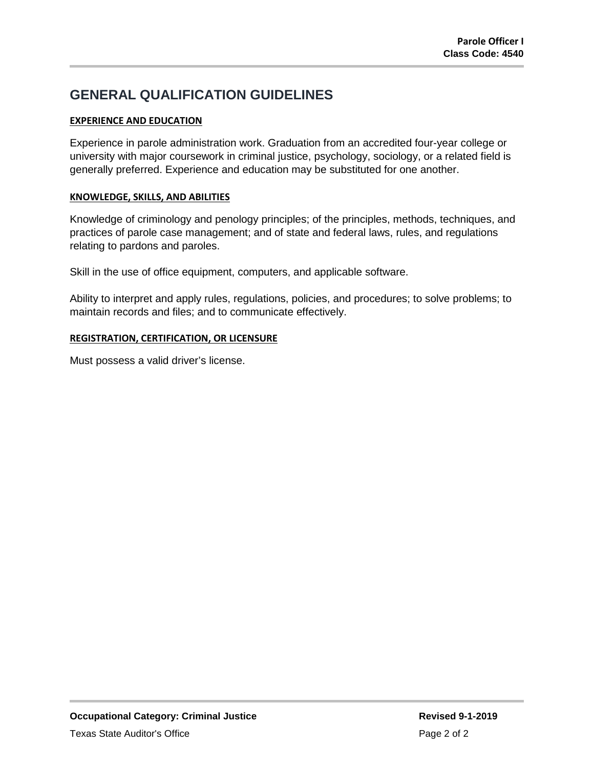## GENERAL QUALIFICATION GUIDELINES

### EXPERIENCE AND EDUCATION

Experience in parole administration work. Graduation from an accredited four-year college or university with major coursework in criminal justice, psychology, sociology, or a related field is generally preferred. Experience and education may be substituted for one another.

### KNOWLEDGE, SKILLS, AND ABILITIES

Knowledge of criminology and penology principles; of the principles, methods, techniques, and practices of parole case management; and of state and federal laws, rules, and regulations relating to pardons and paroles.

Skill in the use of office equipment, computers, and applicable software.

Ability to interpret and apply rules, regulations, policies, and procedures; to solve problems; to maintain records and files; and to communicate effectively.

### REGISTRATION, CERTIFICATION, OR LICENSURE

Must possess a valid driver's license.